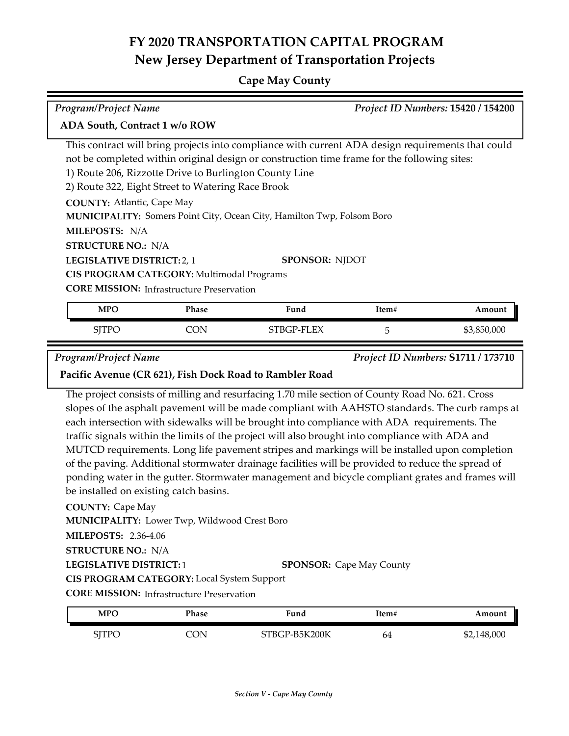# FY 2020 TRANSPORTATION CAPITAL PROGRAM
## New Jersey Department of Transportation Projects

### Cape May County

*Program/Project Name* *Project ID Numbers:* **15420 / 154200**

**ADA South, Contract 1 w/o ROW**

This contract will bring projects into compliance with current ADA design requirements that could not be completed within original design or construction time frame for the following sites:
1) Route 206, Rizzotte Drive to Burlington County Line
2) Route 322, Eight Street to Watering Race Brook

**COUNTY:** Atlantic, Cape May
**MUNICIPALITY:** Somers Point City, Ocean City, Hamilton Twp, Folsom Boro
**MILEPOSTS:** N/A
**STRUCTURE NO.:** N/A
**LEGISLATIVE DISTRICT:** 2, 1
**SPONSOR:** NJDOT
**CIS PROGRAM CATEGORY:** Multimodal Programs
**CORE MISSION:** Infrastructure Preservation

| MPO | Phase | Fund | Item# | Amount |
|---|---|---|---|---|
| SJTPO | CON | STBGP-FLEX | 5 | $3,850,000 |

*Program/Project Name* *Project ID Numbers:* **S1711 / 173710**

**Pacific Avenue (CR 621), Fish Dock Road to Rambler Road**

The project consists of milling and resurfacing 1.70 mile section of County Road No. 621. Cross slopes of the asphalt pavement will be made compliant with AAHSTO standards. The curb ramps at each intersection with sidewalks will be brought into compliance with ADA requirements. The traffic signals within the limits of the project will also brought into compliance with ADA and MUTCD requirements. Long life pavement stripes and markings will be installed upon completion of the paving. Additional stormwater drainage facilities will be provided to reduce the spread of ponding water in the gutter. Stormwater management and bicycle compliant grates and frames will be installed on existing catch basins.

**COUNTY:** Cape May
**MUNICIPALITY:** Lower Twp, Wildwood Crest Boro
**MILEPOSTS:** 2.36-4.06
**STRUCTURE NO.:** N/A
**LEGISLATIVE DISTRICT:** 1
**SPONSOR:** Cape May County
**CIS PROGRAM CATEGORY:** Local System Support
**CORE MISSION:** Infrastructure Preservation

| MPO | Phase | Fund | Item# | Amount |
|---|---|---|---|---|
| SJTPO | CON | STBGP-B5K200K | 64 | $2,148,000 |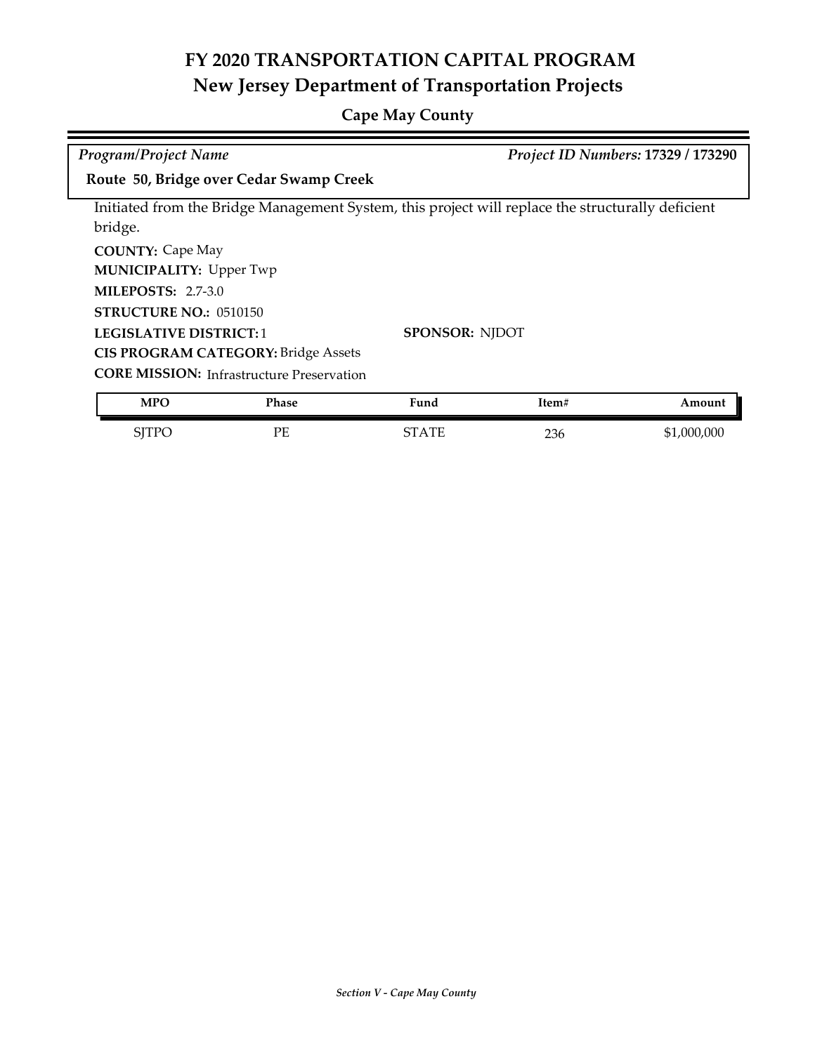# FY 2020 TRANSPORTATION CAPITAL PROGRAM
## New Jersey Department of Transportation Projects
### Cape May County

*Program/Project Name* | *Project ID Numbers:* **17329 / 173290**

**Route 50, Bridge over Cedar Swamp Creek**

Initiated from the Bridge Management System, this project will replace the structurally deficient bridge.

**COUNTY:** Cape May
**MUNICIPALITY:** Upper Twp
**MILEPOSTS:** 2.7-3.0
**STRUCTURE NO.:** 0510150
**LEGISLATIVE DISTRICT:** 1
**SPONSOR:** NJDOT
**CIS PROGRAM CATEGORY:** Bridge Assets
**CORE MISSION:** Infrastructure Preservation

| MPO | Phase | Fund | Item# | Amount |
|---|---|---|---|---|
| SJTPO | PE | STATE | 236 | $1,000,000 |